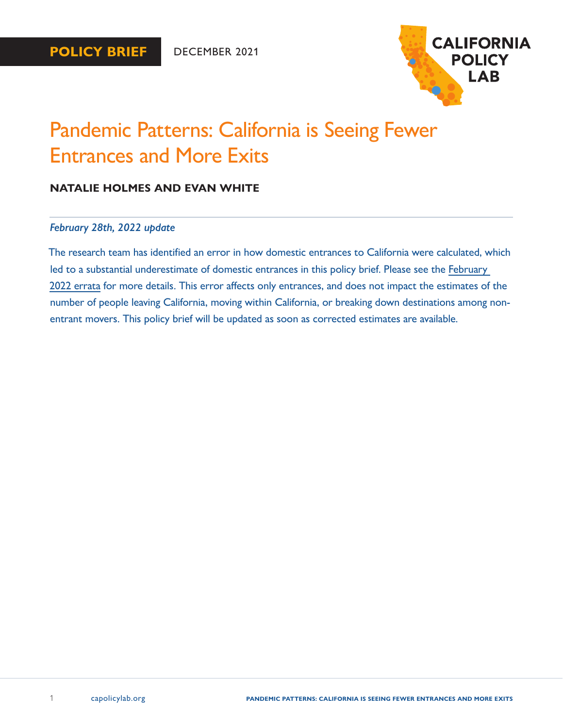**POLICY BRIEF** DECEMBER 2021

CALIFORNIA POLICY LAB

# Pandemic Patterns: California is Seeing Fewer Entrances and More Exits

**NATALIE HOLMES AND EVAN WHITE**

---

***February 28th, 2022 update***

The research team has identified an error in how domestic entrances to California were calculated, which led to a substantial underestimate of domestic entrances in this policy brief. Please see the February 2022 errata for more details. This error affects only entrances, and does not impact the estimates of the number of people leaving California, moving within California, or breaking down destinations among non-entrant movers. This policy brief will be updated as soon as corrected estimates are available.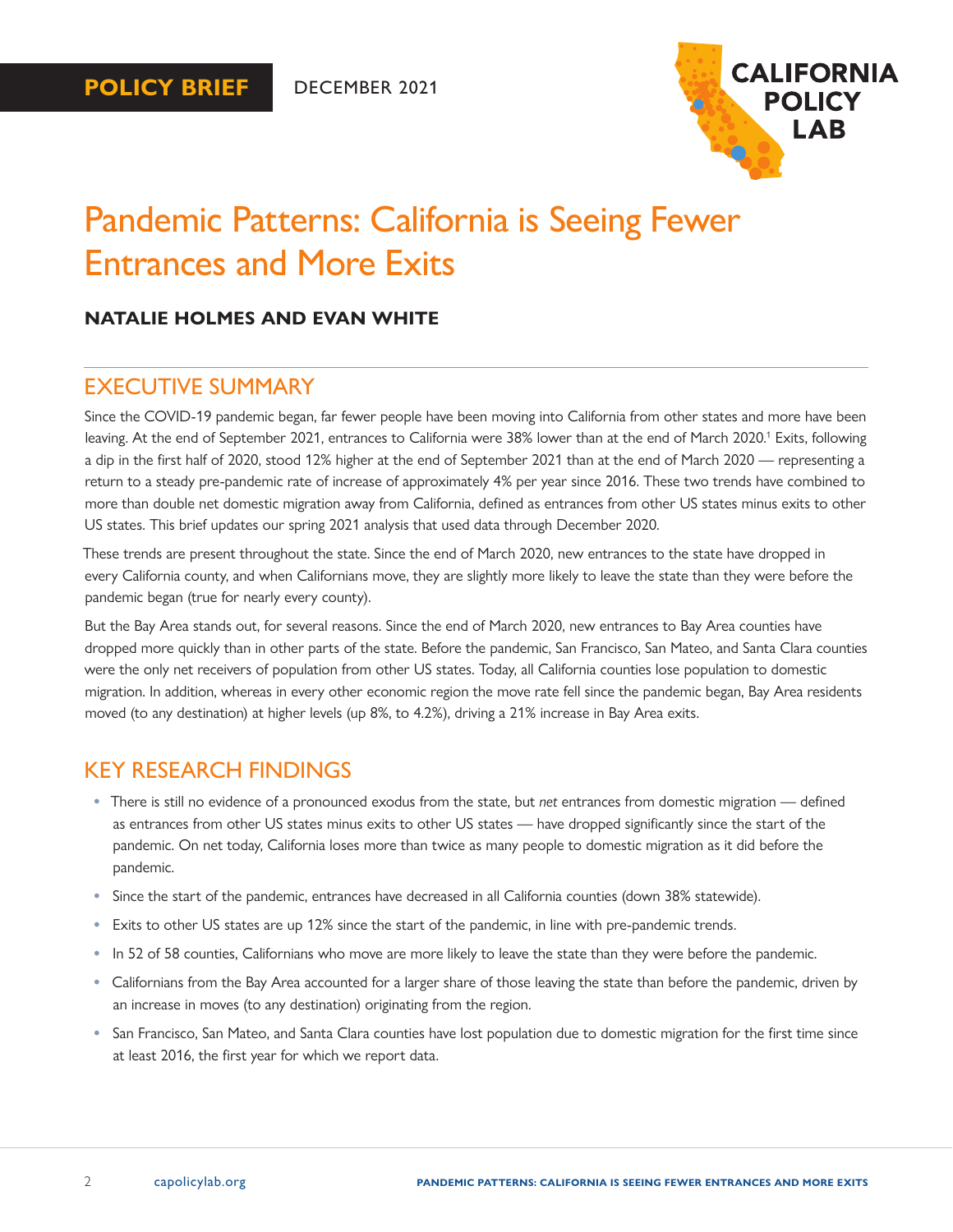POLICY BRIEF DECEMBER 2021

# Pandemic Patterns: California is Seeing Fewer Entrances and More Exits

**NATALIE HOLMES AND EVAN WHITE**

## EXECUTIVE SUMMARY

Since the COVID-19 pandemic began, far fewer people have been moving into California from other states and more have been leaving. At the end of September 2021, entrances to California were 38% lower than at the end of March 2020.[1] Exits, following a dip in the first half of 2020, stood 12% higher at the end of September 2021 than at the end of March 2020 — representing a return to a steady pre-pandemic rate of increase of approximately 4% per year since 2016. These two trends have combined to more than double net domestic migration away from California, defined as entrances from other US states minus exits to other US states. This brief updates our spring 2021 analysis that used data through December 2020.

These trends are present throughout the state. Since the end of March 2020, new entrances to the state have dropped in every California county, and when Californians move, they are slightly more likely to leave the state than they were before the pandemic began (true for nearly every county).

But the Bay Area stands out, for several reasons. Since the end of March 2020, new entrances to Bay Area counties have dropped more quickly than in other parts of the state. Before the pandemic, San Francisco, San Mateo, and Santa Clara counties were the only net receivers of population from other US states. Today, all California counties lose population to domestic migration. In addition, whereas in every other economic region the move rate fell since the pandemic began, Bay Area residents moved (to any destination) at higher levels (up 8%, to 4.2%), driving a 21% increase in Bay Area exits.

## KEY RESEARCH FINDINGS

- There is still no evidence of a pronounced exodus from the state, but *net* entrances from domestic migration — defined as entrances from other US states minus exits to other US states — have dropped significantly since the start of the pandemic. On net today, California loses more than twice as many people to domestic migration as it did before the pandemic.
- Since the start of the pandemic, entrances have decreased in all California counties (down 38% statewide).
- Exits to other US states are up 12% since the start of the pandemic, in line with pre-pandemic trends.
- In 52 of 58 counties, Californians who move are more likely to leave the state than they were before the pandemic.
- Californians from the Bay Area accounted for a larger share of those leaving the state than before the pandemic, driven by an increase in moves (to any destination) originating from the region.
- San Francisco, San Mateo, and Santa Clara counties have lost population due to domestic migration for the first time since at least 2016, the first year for which we report data.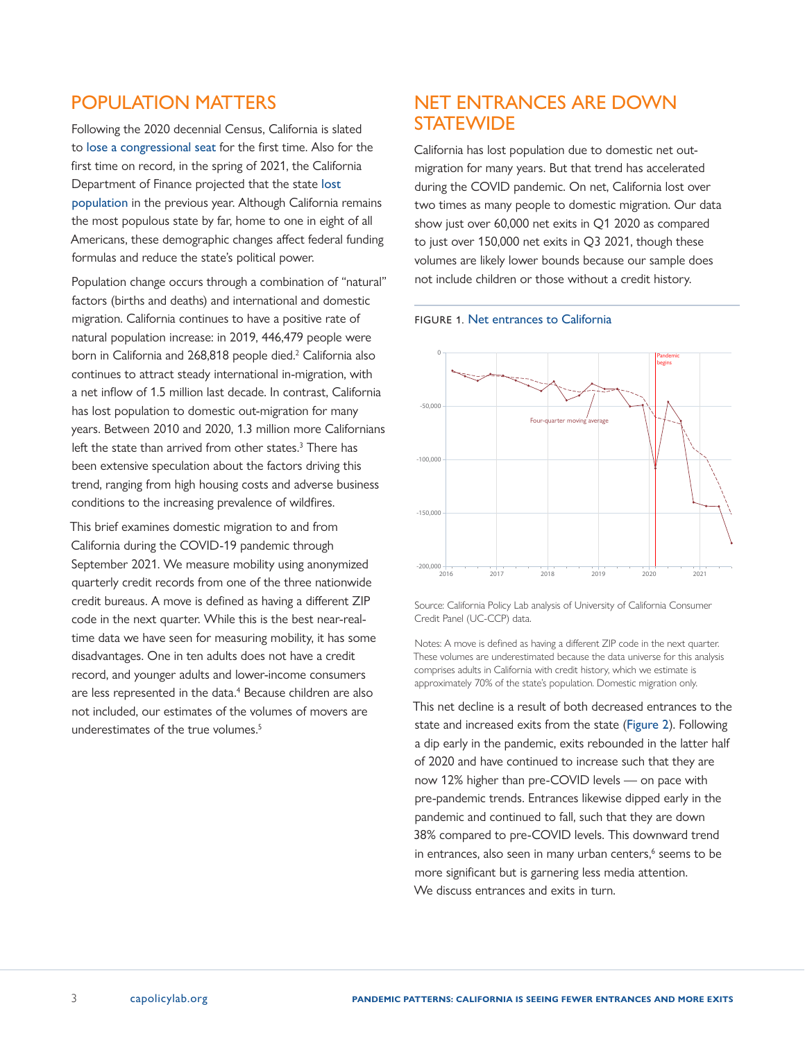## POPULATION MATTERS

Following the 2020 decennial Census, California is slated to lose a congressional seat for the first time. Also for the first time on record, in the spring of 2021, the California Department of Finance projected that the state lost population in the previous year. Although California remains the most populous state by far, home to one in eight of all Americans, these demographic changes affect federal funding formulas and reduce the state's political power.

Population change occurs through a combination of "natural" factors (births and deaths) and international and domestic migration. California continues to have a positive rate of natural population increase: in 2019, 446,479 people were born in California and 268,818 people died.[2] California also continues to attract steady international in-migration, with a net inflow of 1.5 million last decade. In contrast, California has lost population to domestic out-migration for many years. Between 2010 and 2020, 1.3 million more Californians left the state than arrived from other states.[3] There has been extensive speculation about the factors driving this trend, ranging from high housing costs and adverse business conditions to the increasing prevalence of wildfires.

This brief examines domestic migration to and from California during the COVID-19 pandemic through September 2021. We measure mobility using anonymized quarterly credit records from one of the three nationwide credit bureaus. A move is defined as having a different ZIP code in the next quarter. While this is the best near-real-time data we have seen for measuring mobility, it has some disadvantages. One in ten adults does not have a credit record, and younger adults and lower-income consumers are less represented in the data.[4] Because children are also not included, our estimates of the volumes of movers are underestimates of the true volumes.[5]

## NET ENTRANCES ARE DOWN STATEWIDE

California has lost population due to domestic net out-migration for many years. But that trend has accelerated during the COVID pandemic. On net, California lost over two times as many people to domestic migration. Our data show just over 60,000 net exits in Q1 2020 as compared to just over 150,000 net exits in Q3 2021, though these volumes are likely lower bounds because our sample does not include children or those without a credit history.

FIGURE 1. Net entrances to California

Source: California Policy Lab analysis of University of California Consumer Credit Panel (UC-CCP) data.

Notes: A move is defined as having a different ZIP code in the next quarter. These volumes are underestimated because the data universe for this analysis comprises adults in California with credit history, which we estimate is approximately 70% of the state's population. Domestic migration only.

This net decline is a result of both decreased entrances to the state and increased exits from the state (Figure 2). Following a dip early in the pandemic, exits rebounded in the latter half of 2020 and have continued to increase such that they are now 12% higher than pre-COVID levels — on pace with pre-pandemic trends. Entrances likewise dipped early in the pandemic and continued to fall, such that they are down 38% compared to pre-COVID levels. This downward trend in entrances, also seen in many urban centers,[6] seems to be more significant but is garnering less media attention. We discuss entrances and exits in turn.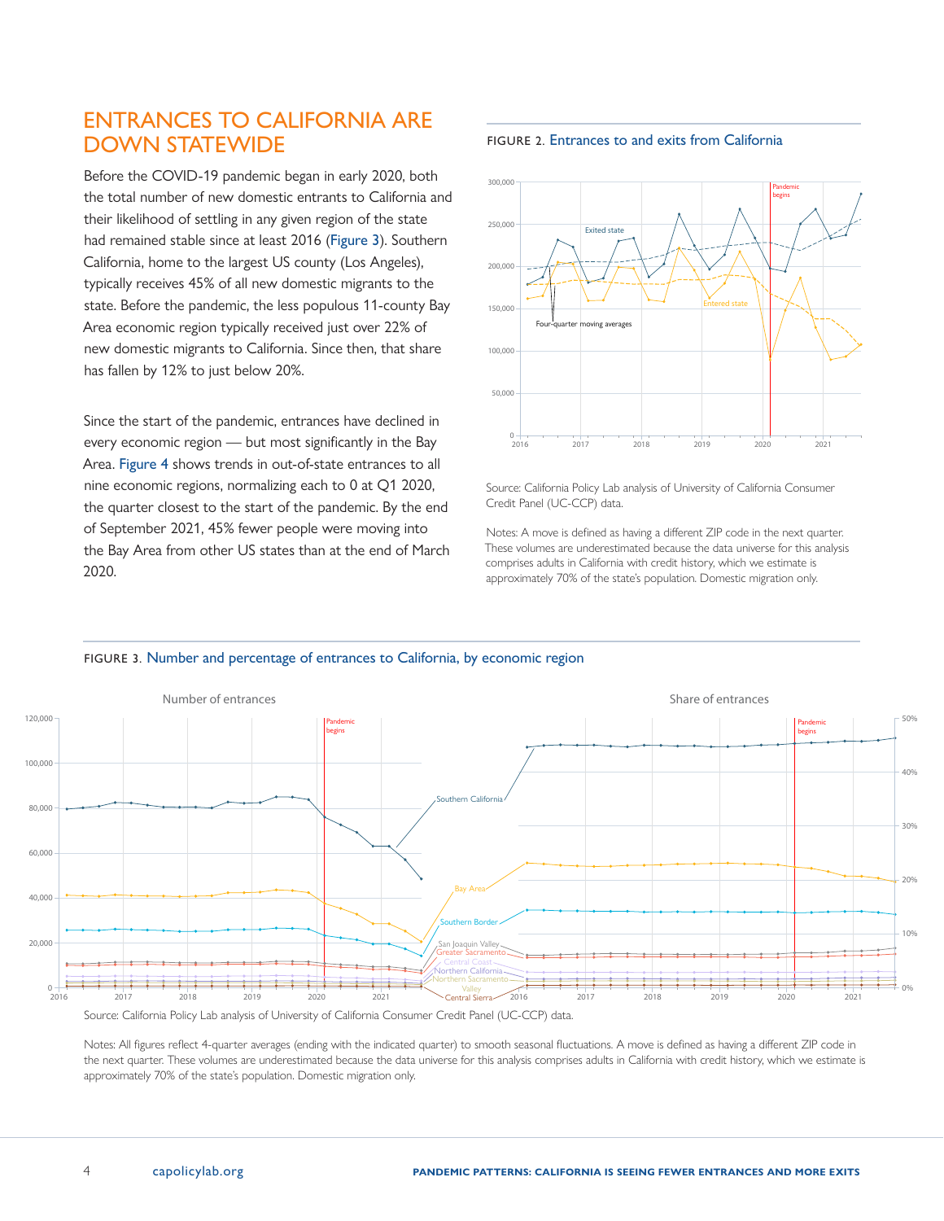## ENTRANCES TO CALIFORNIA ARE DOWN STATEWIDE

Before the COVID-19 pandemic began in early 2020, both the total number of new domestic entrants to California and their likelihood of settling in any given region of the state had remained stable since at least 2016 (Figure 3). Southern California, home to the largest US county (Los Angeles), typically receives 45% of all new domestic migrants to the state. Before the pandemic, the less populous 11-county Bay Area economic region typically received just over 22% of new domestic migrants to California. Since then, that share has fallen by 12% to just below 20%.

Since the start of the pandemic, entrances have declined in every economic region — but most significantly in the Bay Area. Figure 4 shows trends in out-of-state entrances to all nine economic regions, normalizing each to 0 at Q1 2020, the quarter closest to the start of the pandemic. By the end of September 2021, 45% fewer people were moving into the Bay Area from other US states than at the end of March 2020.

FIGURE 2. Entrances to and exits from California

Source: California Policy Lab analysis of University of California Consumer Credit Panel (UC-CCP) data.

Notes: A move is defined as having a different ZIP code in the next quarter. These volumes are underestimated because the data universe for this analysis comprises adults in California with credit history, which we estimate is approximately 70% of the state's population. Domestic migration only.

FIGURE 3. Number and percentage of entrances to California, by economic region

Source: California Policy Lab analysis of University of California Consumer Credit Panel (UC-CCP) data.

Notes: All figures reflect 4-quarter averages (ending with the indicated quarter) to smooth seasonal fluctuations. A move is defined as having a different ZIP code in the next quarter. These volumes are underestimated because the data universe for this analysis comprises adults in California with credit history, which we estimate is approximately 70% of the state's population. Domestic migration only.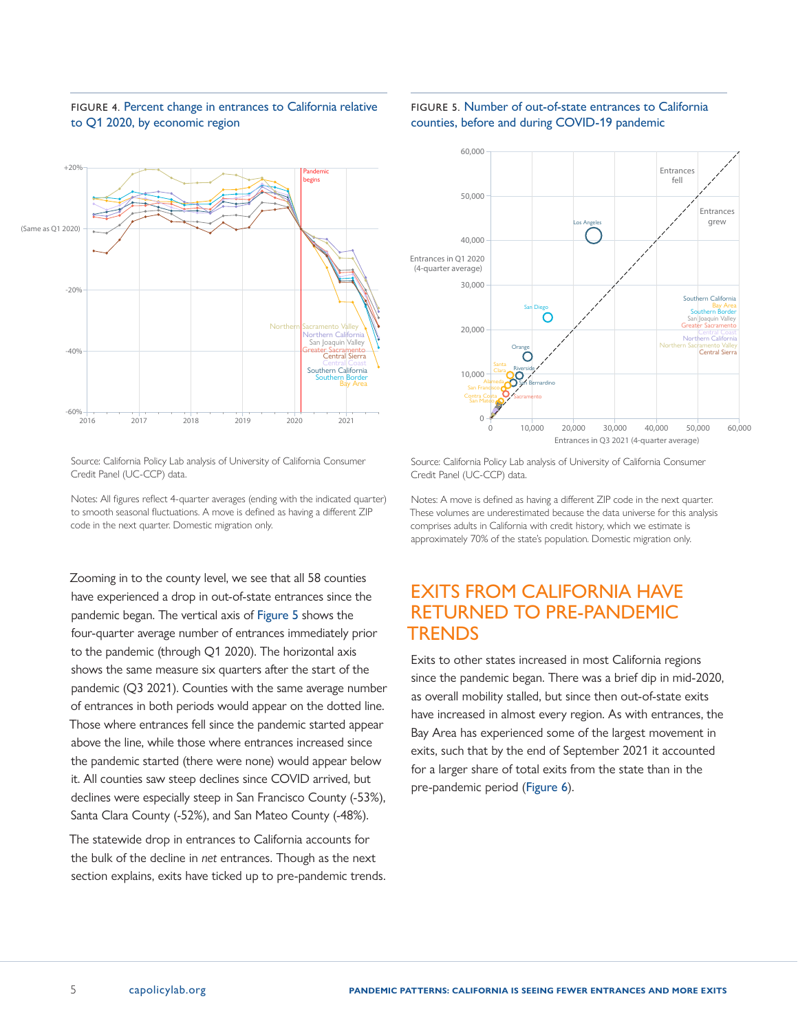FIGURE 4. Percent change in entrances to California relative to Q1 2020, by economic region

Source: California Policy Lab analysis of University of California Consumer Credit Panel (UC-CCP) data.

Notes: All figures reflect 4-quarter averages (ending with the indicated quarter) to smooth seasonal fluctuations. A move is defined as having a different ZIP code in the next quarter. Domestic migration only.

FIGURE 5. Number of out-of-state entrances to California counties, before and during COVID-19 pandemic

Source: California Policy Lab analysis of University of California Consumer Credit Panel (UC-CCP) data.

Notes: A move is defined as having a different ZIP code in the next quarter. These volumes are underestimated because the data universe for this analysis comprises adults in California with credit history, which we estimate is approximately 70% of the state's population. Domestic migration only.

Zooming in to the county level, we see that all 58 counties have experienced a drop in out-of-state entrances since the pandemic began. The vertical axis of Figure 5 shows the four-quarter average number of entrances immediately prior to the pandemic (through Q1 2020). The horizontal axis shows the same measure six quarters after the start of the pandemic (Q3 2021). Counties with the same average number of entrances in both periods would appear on the dotted line. Those where entrances fell since the pandemic started appear above the line, while those where entrances increased since the pandemic started (there were none) would appear below it. All counties saw steep declines since COVID arrived, but declines were especially steep in San Francisco County (-53%), Santa Clara County (-52%), and San Mateo County (-48%).

The statewide drop in entrances to California accounts for the bulk of the decline in *net* entrances. Though as the next section explains, exits have ticked up to pre-pandemic trends.

## EXITS FROM CALIFORNIA HAVE RETURNED TO PRE-PANDEMIC TRENDS

Exits to other states increased in most California regions since the pandemic began. There was a brief dip in mid-2020, as overall mobility stalled, but since then out-of-state exits have increased in almost every region. As with entrances, the Bay Area has experienced some of the largest movement in exits, such that by the end of September 2021 it accounted for a larger share of total exits from the state than in the pre-pandemic period (Figure 6).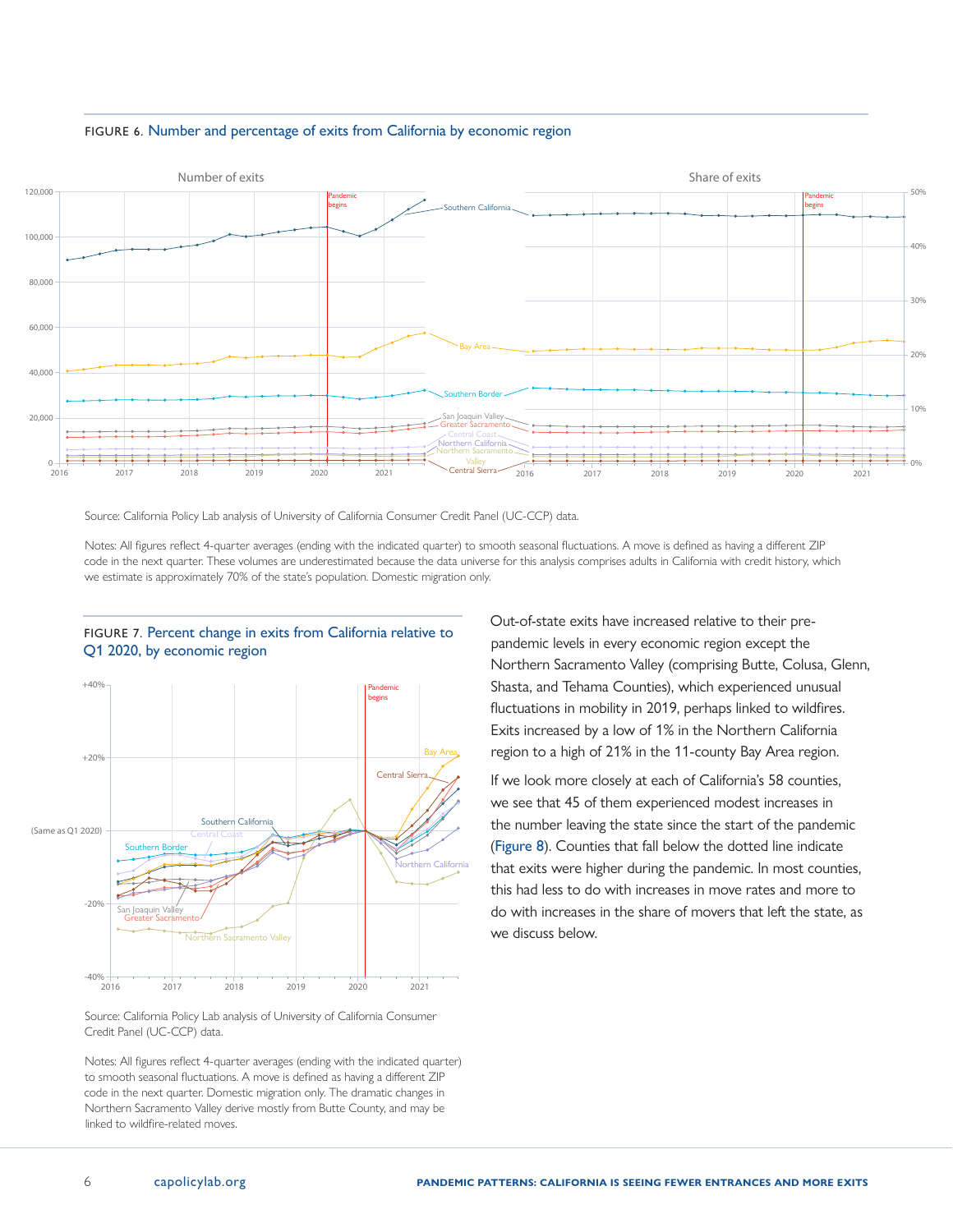FIGURE 6. Number and percentage of exits from California by economic region

Source: California Policy Lab analysis of University of California Consumer Credit Panel (UC-CCP) data.

Notes: All figures reflect 4-quarter averages (ending with the indicated quarter) to smooth seasonal fluctuations. A move is defined as having a different ZIP code in the next quarter. These volumes are underestimated because the data universe for this analysis comprises adults in California with credit history, which we estimate is approximately 70% of the state's population. Domestic migration only.

FIGURE 7. Percent change in exits from California relative to Q1 2020, by economic region

Source: California Policy Lab analysis of University of California Consumer Credit Panel (UC-CCP) data.

Notes: All figures reflect 4-quarter averages (ending with the indicated quarter) to smooth seasonal fluctuations. A move is defined as having a different ZIP code in the next quarter. Domestic migration only. The dramatic changes in Northern Sacramento Valley derive mostly from Butte County, and may be linked to wildfire-related moves.

Out-of-state exits have increased relative to their pre-pandemic levels in every economic region except the Northern Sacramento Valley (comprising Butte, Colusa, Glenn, Shasta, and Tehama Counties), which experienced unusual fluctuations in mobility in 2019, perhaps linked to wildfires. Exits increased by a low of 1% in the Northern California region to a high of 21% in the 11-county Bay Area region.

If we look more closely at each of California's 58 counties, we see that 45 of them experienced modest increases in the number leaving the state since the start of the pandemic (Figure 8). Counties that fall below the dotted line indicate that exits were higher during the pandemic. In most counties, this had less to do with increases in move rates and more to do with increases in the share of movers that left the state, as we discuss below.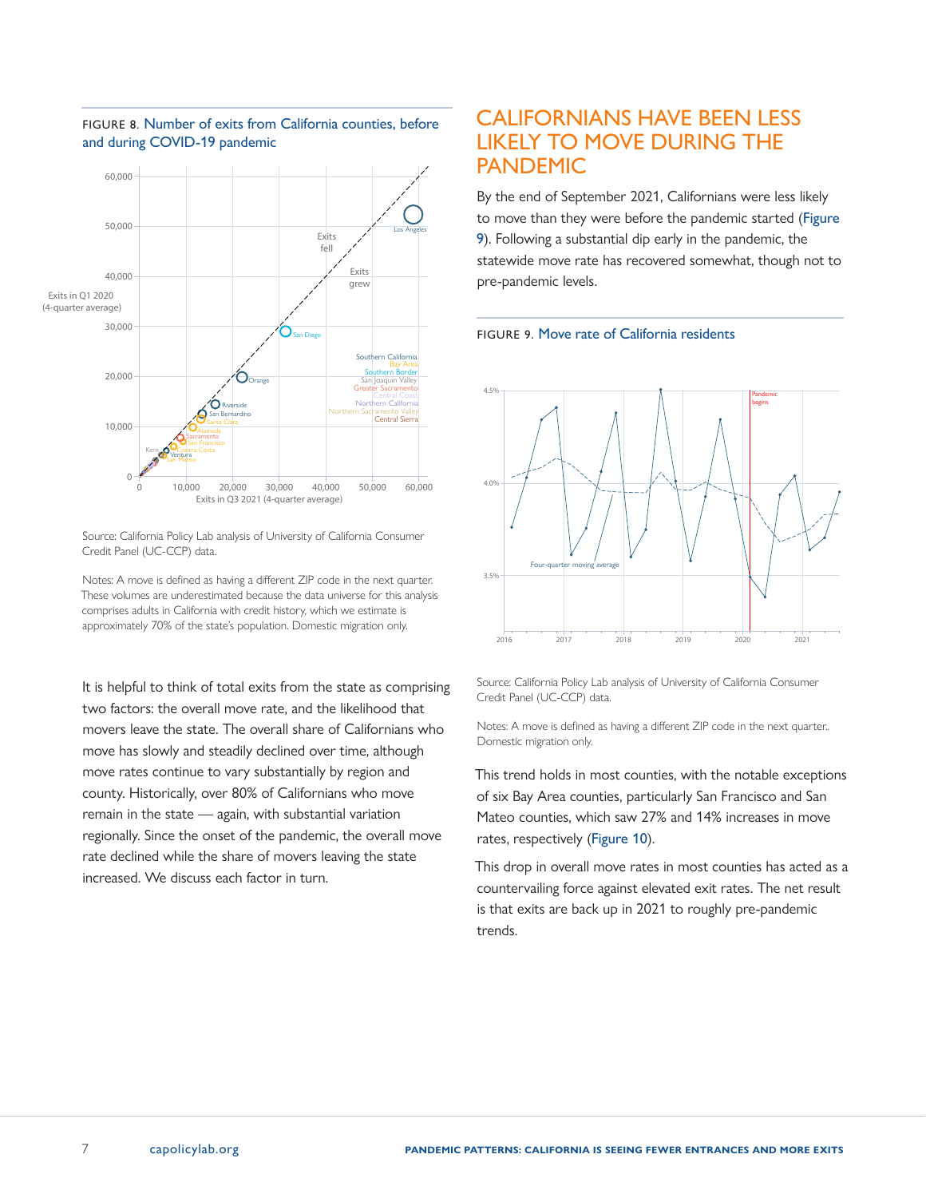FIGURE 8. Number of exits from California counties, before and during COVID-19 pandemic

Source: California Policy Lab analysis of University of California Consumer Credit Panel (UC-CCP) data.

Notes: A move is defined as having a different ZIP code in the next quarter. These volumes are underestimated because the data universe for this analysis comprises adults in California with credit history, which we estimate is approximately 70% of the state's population. Domestic migration only.

It is helpful to think of total exits from the state as comprising two factors: the overall move rate, and the likelihood that movers leave the state. The overall share of Californians who move has slowly and steadily declined over time, although move rates continue to vary substantially by region and county. Historically, over 80% of Californians who move remain in the state — again, with substantial variation regionally. Since the onset of the pandemic, the overall move rate declined while the share of movers leaving the state increased. We discuss each factor in turn.

## CALIFORNIANS HAVE BEEN LESS LIKELY TO MOVE DURING THE PANDEMIC

By the end of September 2021, Californians were less likely to move than they were before the pandemic started (Figure 9). Following a substantial dip early in the pandemic, the statewide move rate has recovered somewhat, though not to pre-pandemic levels.

FIGURE 9. Move rate of California residents

Source: California Policy Lab analysis of University of California Consumer Credit Panel (UC-CCP) data.

Notes: A move is defined as having a different ZIP code in the next quarter.. Domestic migration only.

This trend holds in most counties, with the notable exceptions of six Bay Area counties, particularly San Francisco and San Mateo counties, which saw 27% and 14% increases in move rates, respectively (Figure 10).

This drop in overall move rates in most counties has acted as a countervailing force against elevated exit rates. The net result is that exits are back up in 2021 to roughly pre-pandemic trends.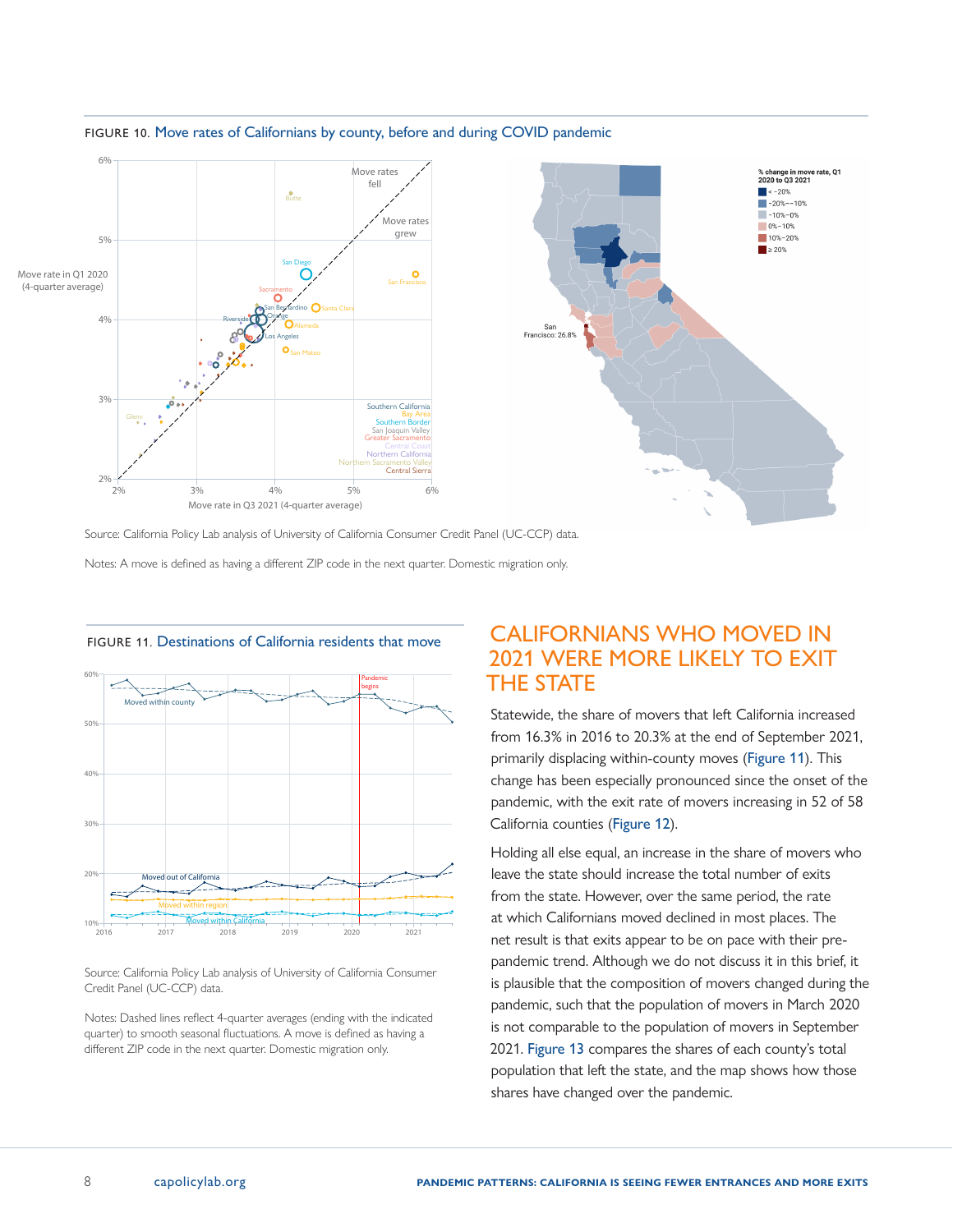FIGURE 10. Move rates of Californians by county, before and during COVID pandemic

Source: California Policy Lab analysis of University of California Consumer Credit Panel (UC-CCP) data.

Notes: A move is defined as having a different ZIP code in the next quarter. Domestic migration only.

FIGURE 11. Destinations of California residents that move

Source: California Policy Lab analysis of University of California Consumer Credit Panel (UC-CCP) data.

Notes: Dashed lines reflect 4-quarter averages (ending with the indicated quarter) to smooth seasonal fluctuations. A move is defined as having a different ZIP code in the next quarter. Domestic migration only.

## CALIFORNIANS WHO MOVED IN 2021 WERE MORE LIKELY TO EXIT THE STATE

Statewide, the share of movers that left California increased from 16.3% in 2016 to 20.3% at the end of September 2021, primarily displacing within-county moves (Figure 11). This change has been especially pronounced since the onset of the pandemic, with the exit rate of movers increasing in 52 of 58 California counties (Figure 12).

Holding all else equal, an increase in the share of movers who leave the state should increase the total number of exits from the state. However, over the same period, the rate at which Californians moved declined in most places. The net result is that exits appear to be on pace with their pre-pandemic trend. Although we do not discuss it in this brief, it is plausible that the composition of movers changed during the pandemic, such that the population of movers in March 2020 is not comparable to the population of movers in September 2021. Figure 13 compares the shares of each county's total population that left the state, and the map shows how those shares have changed over the pandemic.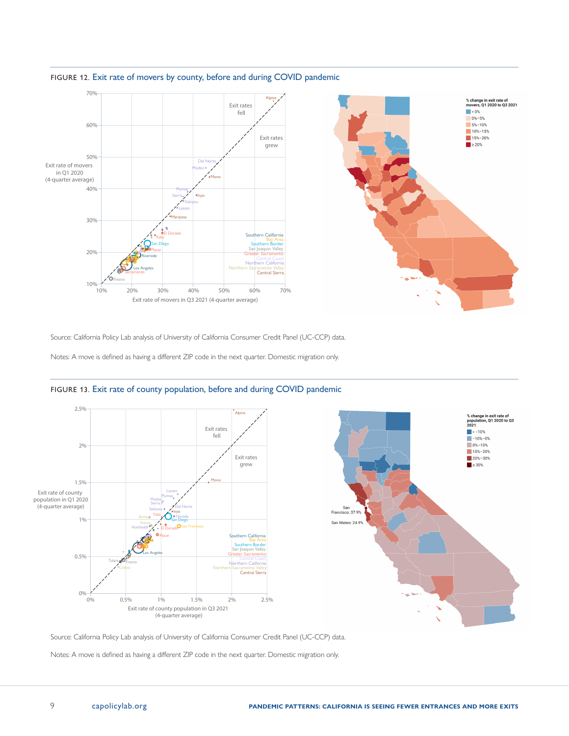FIGURE 12. Exit rate of movers by county, before and during COVID pandemic

Source: California Policy Lab analysis of University of California Consumer Credit Panel (UC-CCP) data.

Notes: A move is defined as having a different ZIP code in the next quarter. Domestic migration only.

FIGURE 13. Exit rate of county population, before and during COVID pandemic

Source: California Policy Lab analysis of University of California Consumer Credit Panel (UC-CCP) data.

Notes: A move is defined as having a different ZIP code in the next quarter. Domestic migration only.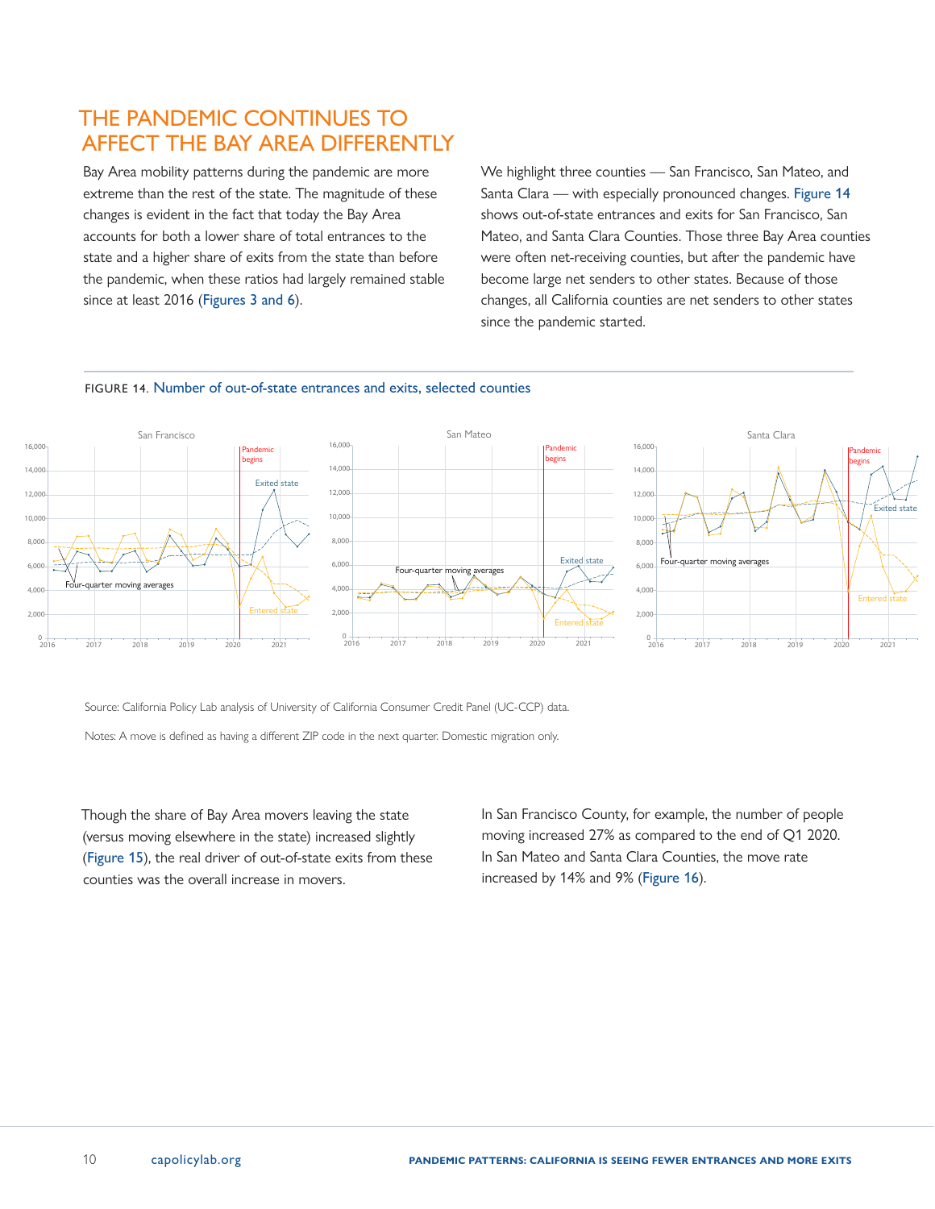## THE PANDEMIC CONTINUES TO AFFECT THE BAY AREA DIFFERENTLY

Bay Area mobility patterns during the pandemic are more extreme than the rest of the state. The magnitude of these changes is evident in the fact that today the Bay Area accounts for both a lower share of total entrances to the state and a higher share of exits from the state than before the pandemic, when these ratios had largely remained stable since at least 2016 (Figures 3 and 6).

We highlight three counties — San Francisco, San Mateo, and Santa Clara — with especially pronounced changes. Figure 14 shows out-of-state entrances and exits for San Francisco, San Mateo, and Santa Clara Counties. Those three Bay Area counties were often net-receiving counties, but after the pandemic have become large net senders to other states. Because of those changes, all California counties are net senders to other states since the pandemic started.

FIGURE 14. Number of out-of-state entrances and exits, selected counties

Source: California Policy Lab analysis of University of California Consumer Credit Panel (UC-CCP) data.

Notes: A move is defined as having a different ZIP code in the next quarter. Domestic migration only.

Though the share of Bay Area movers leaving the state (versus moving elsewhere in the state) increased slightly (Figure 15), the real driver of out-of-state exits from these counties was the overall increase in movers.

In San Francisco County, for example, the number of people moving increased 27% as compared to the end of Q1 2020. In San Mateo and Santa Clara Counties, the move rate increased by 14% and 9% (Figure 16).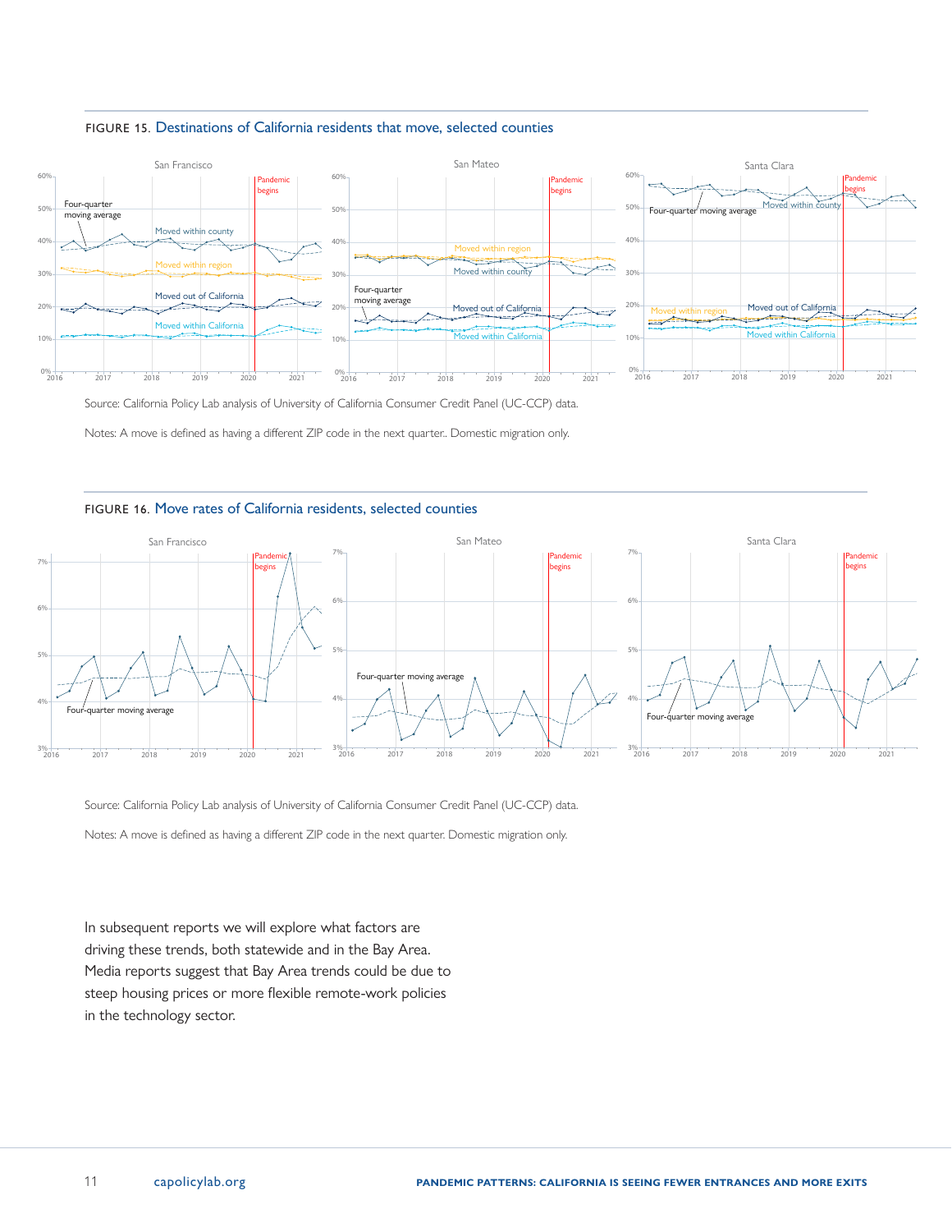FIGURE 15. Destinations of California residents that move, selected counties

Source: California Policy Lab analysis of University of California Consumer Credit Panel (UC-CCP) data.

Notes: A move is defined as having a different ZIP code in the next quarter.. Domestic migration only.

FIGURE 16. Move rates of California residents, selected counties

Source: California Policy Lab analysis of University of California Consumer Credit Panel (UC-CCP) data.

Notes: A move is defined as having a different ZIP code in the next quarter. Domestic migration only.

In subsequent reports we will explore what factors are driving these trends, both statewide and in the Bay Area. Media reports suggest that Bay Area trends could be due to steep housing prices or more flexible remote-work policies in the technology sector.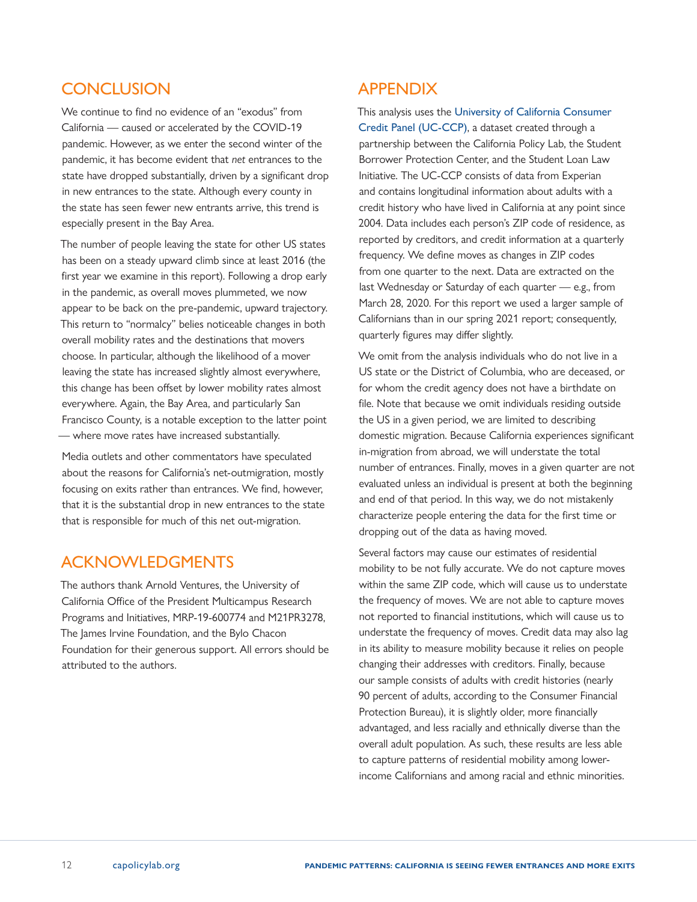## CONCLUSION

We continue to find no evidence of an "exodus" from California — caused or accelerated by the COVID-19 pandemic. However, as we enter the second winter of the pandemic, it has become evident that *net* entrances to the state have dropped substantially, driven by a significant drop in new entrances to the state. Although every county in the state has seen fewer new entrants arrive, this trend is especially present in the Bay Area.

The number of people leaving the state for other US states has been on a steady upward climb since at least 2016 (the first year we examine in this report). Following a drop early in the pandemic, as overall moves plummeted, we now appear to be back on the pre-pandemic, upward trajectory. This return to "normalcy" belies noticeable changes in both overall mobility rates and the destinations that movers choose. In particular, although the likelihood of a mover leaving the state has increased slightly almost everywhere, this change has been offset by lower mobility rates almost everywhere. Again, the Bay Area, and particularly San Francisco County, is a notable exception to the latter point — where move rates have increased substantially.

Media outlets and other commentators have speculated about the reasons for California's net-outmigration, mostly focusing on exits rather than entrances. We find, however, that it is the substantial drop in new entrances to the state that is responsible for much of this net out-migration.

## ACKNOWLEDGMENTS

The authors thank Arnold Ventures, the University of California Office of the President Multicampus Research Programs and Initiatives, MRP-19-600774 and M21PR3278, The James Irvine Foundation, and the Bylo Chacon Foundation for their generous support. All errors should be attributed to the authors.

## APPENDIX

This analysis uses the University of California Consumer Credit Panel (UC-CCP), a dataset created through a partnership between the California Policy Lab, the Student Borrower Protection Center, and the Student Loan Law Initiative. The UC-CCP consists of data from Experian and contains longitudinal information about adults with a credit history who have lived in California at any point since 2004. Data includes each person's ZIP code of residence, as reported by creditors, and credit information at a quarterly frequency. We define moves as changes in ZIP codes from one quarter to the next. Data are extracted on the last Wednesday or Saturday of each quarter — e.g., from March 28, 2020. For this report we used a larger sample of Californians than in our spring 2021 report; consequently, quarterly figures may differ slightly.

We omit from the analysis individuals who do not live in a US state or the District of Columbia, who are deceased, or for whom the credit agency does not have a birthdate on file. Note that because we omit individuals residing outside the US in a given period, we are limited to describing domestic migration. Because California experiences significant in-migration from abroad, we will understate the total number of entrances. Finally, moves in a given quarter are not evaluated unless an individual is present at both the beginning and end of that period. In this way, we do not mistakenly characterize people entering the data for the first time or dropping out of the data as having moved.

Several factors may cause our estimates of residential mobility to be not fully accurate. We do not capture moves within the same ZIP code, which will cause us to understate the frequency of moves. We are not able to capture moves not reported to financial institutions, which will cause us to understate the frequency of moves. Credit data may also lag in its ability to measure mobility because it relies on people changing their addresses with creditors. Finally, because our sample consists of adults with credit histories (nearly 90 percent of adults, according to the Consumer Financial Protection Bureau), it is slightly older, more financially advantaged, and less racially and ethnically diverse than the overall adult population. As such, these results are less able to capture patterns of residential mobility among lower-income Californians and among racial and ethnic minorities.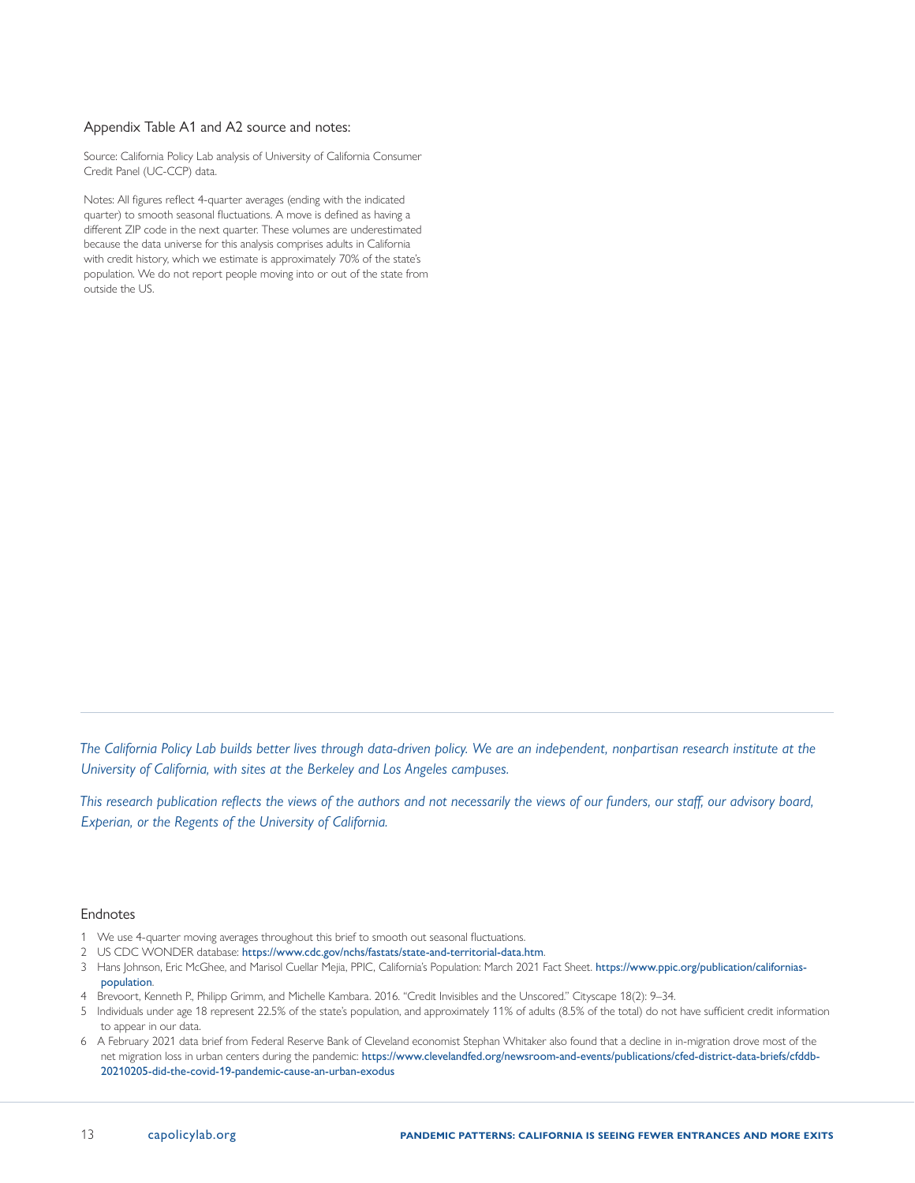### Appendix Table A1 and A2 source and notes:

Source: California Policy Lab analysis of University of California Consumer Credit Panel (UC-CCP) data.

Notes: All figures reflect 4-quarter averages (ending with the indicated quarter) to smooth seasonal fluctuations. A move is defined as having a different ZIP code in the next quarter. These volumes are underestimated because the data universe for this analysis comprises adults in California with credit history, which we estimate is approximately 70% of the state's population. We do not report people moving into or out of the state from outside the US.

---

*The California Policy Lab builds better lives through data-driven policy. We are an independent, nonpartisan research institute at the University of California, with sites at the Berkeley and Los Angeles campuses.*

*This research publication reflects the views of the authors and not necessarily the views of our funders, our staff, our advisory board, Experian, or the Regents of the University of California.*

## Endnotes

1 We use 4-quarter moving averages throughout this brief to smooth out seasonal fluctuations.

2 US CDC WONDER database: https://www.cdc.gov/nchs/fastats/state-and-territorial-data.htm.

3 Hans Johnson, Eric McGhee, and Marisol Cuellar Mejia, PPIC, California's Population: March 2021 Fact Sheet. https://www.ppic.org/publication/californias-population.

4 Brevoort, Kenneth P., Philipp Grimm, and Michelle Kambara. 2016. "Credit Invisibles and the Unscored." Cityscape 18(2): 9–34.

5 Individuals under age 18 represent 22.5% of the state's population, and approximately 11% of adults (8.5% of the total) do not have sufficient credit information to appear in our data.

6 A February 2021 data brief from Federal Reserve Bank of Cleveland economist Stephan Whitaker also found that a decline in in-migration drove most of the net migration loss in urban centers during the pandemic: https://www.clevelandfed.org/newsroom-and-events/publications/cfed-district-data-briefs/cfddb-20210205-did-the-covid-19-pandemic-cause-an-urban-exodus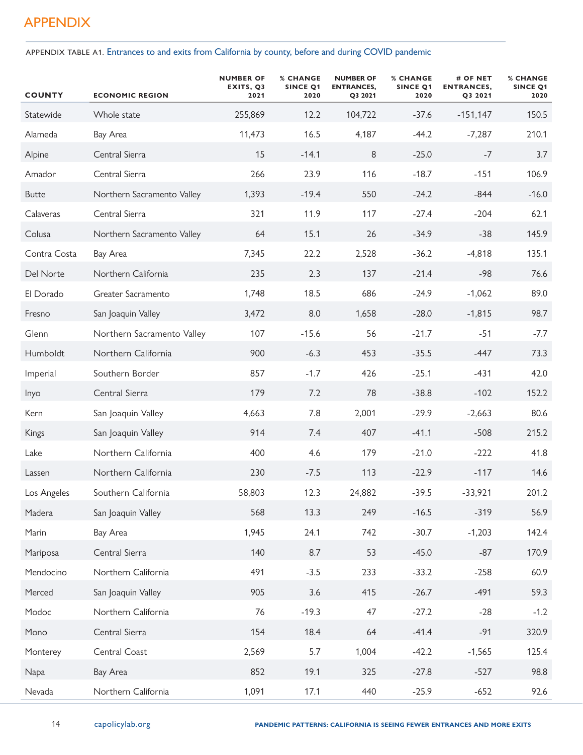# APPENDIX

APPENDIX TABLE A1. Entrances to and exits from California by county, before and during COVID pandemic

| COUNTY | ECONOMIC REGION | NUMBER OF EXITS, Q3 2021 | % CHANGE SINCE Q1 2020 | NUMBER OF ENTRANCES, Q3 2021 | % CHANGE SINCE Q1 2020 | # OF NET ENTRANCES, Q3 2021 | % CHANGE SINCE Q1 2020 |
|---|---|---|---|---|---|---|---|
| Statewide | Whole state | 255,869 | 12.2 | 104,722 | -37.6 | -151,147 | 150.5 |
| Alameda | Bay Area | 11,473 | 16.5 | 4,187 | -44.2 | -7,287 | 210.1 |
| Alpine | Central Sierra | 15 | -14.1 | 8 | -25.0 | -7 | 3.7 |
| Amador | Central Sierra | 266 | 23.9 | 116 | -18.7 | -151 | 106.9 |
| Butte | Northern Sacramento Valley | 1,393 | -19.4 | 550 | -24.2 | -844 | -16.0 |
| Calaveras | Central Sierra | 321 | 11.9 | 117 | -27.4 | -204 | 62.1 |
| Colusa | Northern Sacramento Valley | 64 | 15.1 | 26 | -34.9 | -38 | 145.9 |
| Contra Costa | Bay Area | 7,345 | 22.2 | 2,528 | -36.2 | -4,818 | 135.1 |
| Del Norte | Northern California | 235 | 2.3 | 137 | -21.4 | -98 | 76.6 |
| El Dorado | Greater Sacramento | 1,748 | 18.5 | 686 | -24.9 | -1,062 | 89.0 |
| Fresno | San Joaquin Valley | 3,472 | 8.0 | 1,658 | -28.0 | -1,815 | 98.7 |
| Glenn | Northern Sacramento Valley | 107 | -15.6 | 56 | -21.7 | -51 | -7.7 |
| Humboldt | Northern California | 900 | -6.3 | 453 | -35.5 | -447 | 73.3 |
| Imperial | Southern Border | 857 | -1.7 | 426 | -25.1 | -431 | 42.0 |
| Inyo | Central Sierra | 179 | 7.2 | 78 | -38.8 | -102 | 152.2 |
| Kern | San Joaquin Valley | 4,663 | 7.8 | 2,001 | -29.9 | -2,663 | 80.6 |
| Kings | San Joaquin Valley | 914 | 7.4 | 407 | -41.1 | -508 | 215.2 |
| Lake | Northern California | 400 | 4.6 | 179 | -21.0 | -222 | 41.8 |
| Lassen | Northern California | 230 | -7.5 | 113 | -22.9 | -117 | 14.6 |
| Los Angeles | Southern California | 58,803 | 12.3 | 24,882 | -39.5 | -33,921 | 201.2 |
| Madera | San Joaquin Valley | 568 | 13.3 | 249 | -16.5 | -319 | 56.9 |
| Marin | Bay Area | 1,945 | 24.1 | 742 | -30.7 | -1,203 | 142.4 |
| Mariposa | Central Sierra | 140 | 8.7 | 53 | -45.0 | -87 | 170.9 |
| Mendocino | Northern California | 491 | -3.5 | 233 | -33.2 | -258 | 60.9 |
| Merced | San Joaquin Valley | 905 | 3.6 | 415 | -26.7 | -491 | 59.3 |
| Modoc | Northern California | 76 | -19.3 | 47 | -27.2 | -28 | -1.2 |
| Mono | Central Sierra | 154 | 18.4 | 64 | -41.4 | -91 | 320.9 |
| Monterey | Central Coast | 2,569 | 5.7 | 1,004 | -42.2 | -1,565 | 125.4 |
| Napa | Bay Area | 852 | 19.1 | 325 | -27.8 | -527 | 98.8 |
| Nevada | Northern California | 1,091 | 17.1 | 440 | -25.9 | -652 | 92.6 |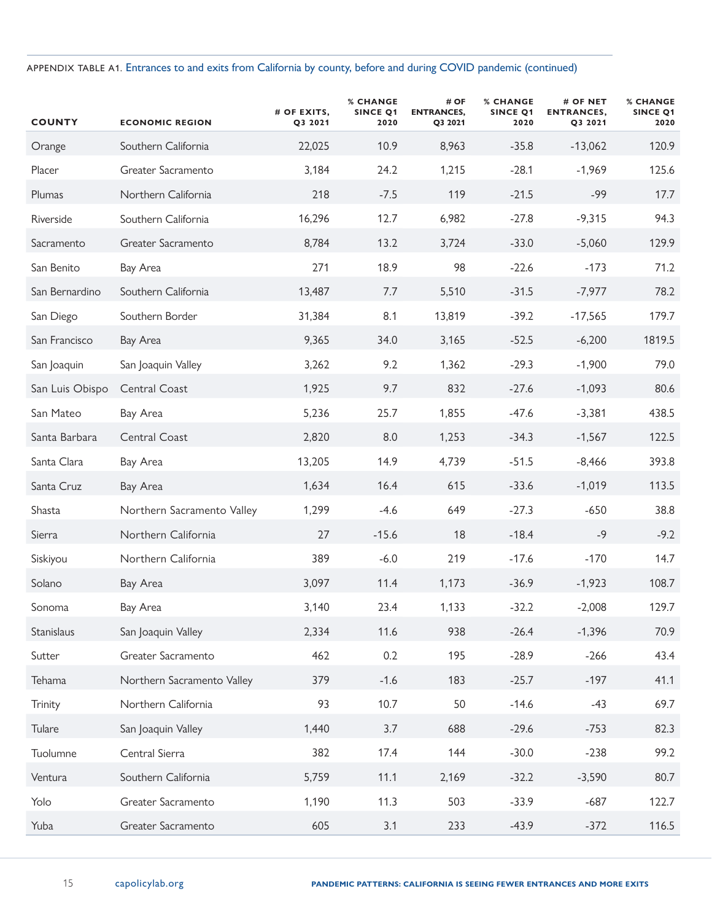APPENDIX TABLE A1. Entrances to and exits from California by county, before and during COVID pandemic (continued)

| COUNTY | ECONOMIC REGION | # OF EXITS, Q3 2021 | % CHANGE SINCE Q1 2020 | # OF ENTRANCES, Q3 2021 | % CHANGE SINCE Q1 2020 | # OF NET ENTRANCES, Q3 2021 | % CHANGE SINCE Q1 2020 |
|---|---|---|---|---|---|---|---|
| Orange | Southern California | 22,025 | 10.9 | 8,963 | -35.8 | -13,062 | 120.9 |
| Placer | Greater Sacramento | 3,184 | 24.2 | 1,215 | -28.1 | -1,969 | 125.6 |
| Plumas | Northern California | 218 | -7.5 | 119 | -21.5 | -99 | 17.7 |
| Riverside | Southern California | 16,296 | 12.7 | 6,982 | -27.8 | -9,315 | 94.3 |
| Sacramento | Greater Sacramento | 8,784 | 13.2 | 3,724 | -33.0 | -5,060 | 129.9 |
| San Benito | Bay Area | 271 | 18.9 | 98 | -22.6 | -173 | 71.2 |
| San Bernardino | Southern California | 13,487 | 7.7 | 5,510 | -31.5 | -7,977 | 78.2 |
| San Diego | Southern Border | 31,384 | 8.1 | 13,819 | -39.2 | -17,565 | 179.7 |
| San Francisco | Bay Area | 9,365 | 34.0 | 3,165 | -52.5 | -6,200 | 1819.5 |
| San Joaquin | San Joaquin Valley | 3,262 | 9.2 | 1,362 | -29.3 | -1,900 | 79.0 |
| San Luis Obispo | Central Coast | 1,925 | 9.7 | 832 | -27.6 | -1,093 | 80.6 |
| San Mateo | Bay Area | 5,236 | 25.7 | 1,855 | -47.6 | -3,381 | 438.5 |
| Santa Barbara | Central Coast | 2,820 | 8.0 | 1,253 | -34.3 | -1,567 | 122.5 |
| Santa Clara | Bay Area | 13,205 | 14.9 | 4,739 | -51.5 | -8,466 | 393.8 |
| Santa Cruz | Bay Area | 1,634 | 16.4 | 615 | -33.6 | -1,019 | 113.5 |
| Shasta | Northern Sacramento Valley | 1,299 | -4.6 | 649 | -27.3 | -650 | 38.8 |
| Sierra | Northern California | 27 | -15.6 | 18 | -18.4 | -9 | -9.2 |
| Siskiyou | Northern California | 389 | -6.0 | 219 | -17.6 | -170 | 14.7 |
| Solano | Bay Area | 3,097 | 11.4 | 1,173 | -36.9 | -1,923 | 108.7 |
| Sonoma | Bay Area | 3,140 | 23.4 | 1,133 | -32.2 | -2,008 | 129.7 |
| Stanislaus | San Joaquin Valley | 2,334 | 11.6 | 938 | -26.4 | -1,396 | 70.9 |
| Sutter | Greater Sacramento | 462 | 0.2 | 195 | -28.9 | -266 | 43.4 |
| Tehama | Northern Sacramento Valley | 379 | -1.6 | 183 | -25.7 | -197 | 41.1 |
| Trinity | Northern California | 93 | 10.7 | 50 | -14.6 | -43 | 69.7 |
| Tulare | San Joaquin Valley | 1,440 | 3.7 | 688 | -29.6 | -753 | 82.3 |
| Tuolumne | Central Sierra | 382 | 17.4 | 144 | -30.0 | -238 | 99.2 |
| Ventura | Southern California | 5,759 | 11.1 | 2,169 | -32.2 | -3,590 | 80.7 |
| Yolo | Greater Sacramento | 1,190 | 11.3 | 503 | -33.9 | -687 | 122.7 |
| Yuba | Greater Sacramento | 605 | 3.1 | 233 | -43.9 | -372 | 116.5 |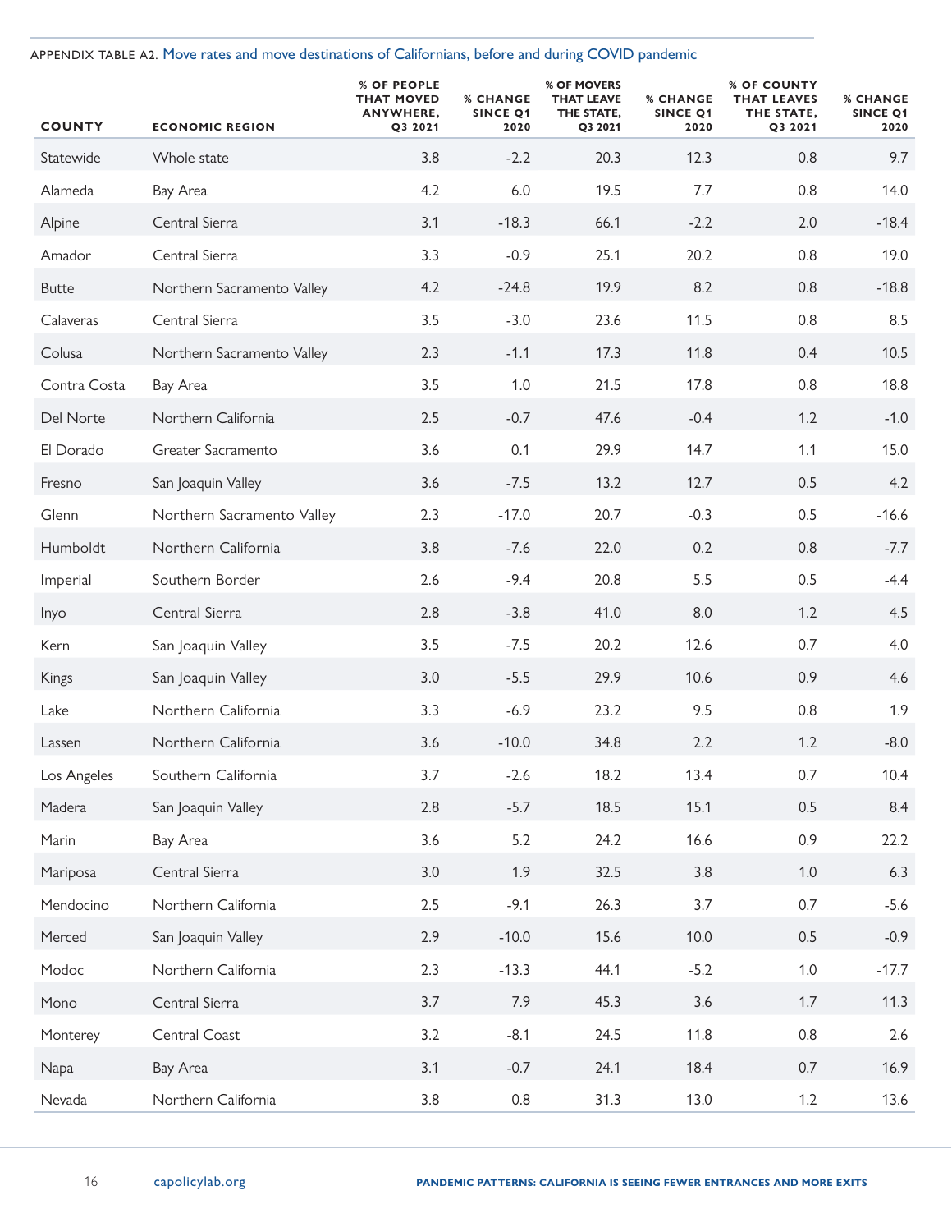APPENDIX TABLE A2. Move rates and move destinations of Californians, before and during COVID pandemic

| COUNTY | ECONOMIC REGION | % OF PEOPLE THAT MOVED ANYWHERE, Q3 2021 | % CHANGE SINCE Q1 2020 | % OF MOVERS THAT LEAVE THE STATE, Q3 2021 | % CHANGE SINCE Q1 2020 | % OF COUNTY THAT LEAVES THE STATE, Q3 2021 | % CHANGE SINCE Q1 2020 |
|---|---|---|---|---|---|---|---|
| Statewide | Whole state | 3.8 | -2.2 | 20.3 | 12.3 | 0.8 | 9.7 |
| Alameda | Bay Area | 4.2 | 6.0 | 19.5 | 7.7 | 0.8 | 14.0 |
| Alpine | Central Sierra | 3.1 | -18.3 | 66.1 | -2.2 | 2.0 | -18.4 |
| Amador | Central Sierra | 3.3 | -0.9 | 25.1 | 20.2 | 0.8 | 19.0 |
| Butte | Northern Sacramento Valley | 4.2 | -24.8 | 19.9 | 8.2 | 0.8 | -18.8 |
| Calaveras | Central Sierra | 3.5 | -3.0 | 23.6 | 11.5 | 0.8 | 8.5 |
| Colusa | Northern Sacramento Valley | 2.3 | -1.1 | 17.3 | 11.8 | 0.4 | 10.5 |
| Contra Costa | Bay Area | 3.5 | 1.0 | 21.5 | 17.8 | 0.8 | 18.8 |
| Del Norte | Northern California | 2.5 | -0.7 | 47.6 | -0.4 | 1.2 | -1.0 |
| El Dorado | Greater Sacramento | 3.6 | 0.1 | 29.9 | 14.7 | 1.1 | 15.0 |
| Fresno | San Joaquin Valley | 3.6 | -7.5 | 13.2 | 12.7 | 0.5 | 4.2 |
| Glenn | Northern Sacramento Valley | 2.3 | -17.0 | 20.7 | -0.3 | 0.5 | -16.6 |
| Humboldt | Northern California | 3.8 | -7.6 | 22.0 | 0.2 | 0.8 | -7.7 |
| Imperial | Southern Border | 2.6 | -9.4 | 20.8 | 5.5 | 0.5 | -4.4 |
| Inyo | Central Sierra | 2.8 | -3.8 | 41.0 | 8.0 | 1.2 | 4.5 |
| Kern | San Joaquin Valley | 3.5 | -7.5 | 20.2 | 12.6 | 0.7 | 4.0 |
| Kings | San Joaquin Valley | 3.0 | -5.5 | 29.9 | 10.6 | 0.9 | 4.6 |
| Lake | Northern California | 3.3 | -6.9 | 23.2 | 9.5 | 0.8 | 1.9 |
| Lassen | Northern California | 3.6 | -10.0 | 34.8 | 2.2 | 1.2 | -8.0 |
| Los Angeles | Southern California | 3.7 | -2.6 | 18.2 | 13.4 | 0.7 | 10.4 |
| Madera | San Joaquin Valley | 2.8 | -5.7 | 18.5 | 15.1 | 0.5 | 8.4 |
| Marin | Bay Area | 3.6 | 5.2 | 24.2 | 16.6 | 0.9 | 22.2 |
| Mariposa | Central Sierra | 3.0 | 1.9 | 32.5 | 3.8 | 1.0 | 6.3 |
| Mendocino | Northern California | 2.5 | -9.1 | 26.3 | 3.7 | 0.7 | -5.6 |
| Merced | San Joaquin Valley | 2.9 | -10.0 | 15.6 | 10.0 | 0.5 | -0.9 |
| Modoc | Northern California | 2.3 | -13.3 | 44.1 | -5.2 | 1.0 | -17.7 |
| Mono | Central Sierra | 3.7 | 7.9 | 45.3 | 3.6 | 1.7 | 11.3 |
| Monterey | Central Coast | 3.2 | -8.1 | 24.5 | 11.8 | 0.8 | 2.6 |
| Napa | Bay Area | 3.1 | -0.7 | 24.1 | 18.4 | 0.7 | 16.9 |
| Nevada | Northern California | 3.8 | 0.8 | 31.3 | 13.0 | 1.2 | 13.6 |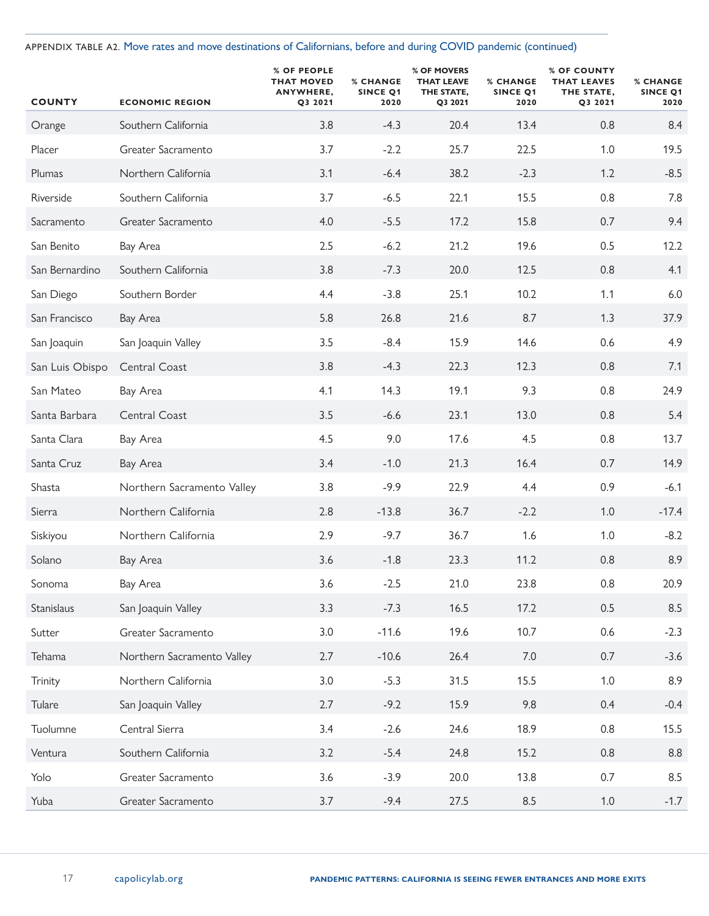APPENDIX TABLE A2. Move rates and move destinations of Californians, before and during COVID pandemic (continued)

| COUNTY | ECONOMIC REGION | % OF PEOPLE THAT MOVED ANYWHERE, Q3 2021 | % CHANGE SINCE Q1 2020 | % OF MOVERS THAT LEAVE THE STATE, Q3 2021 | % CHANGE SINCE Q1 2020 | % OF COUNTY THAT LEAVES THE STATE, Q3 2021 | % CHANGE SINCE Q1 2020 |
|---|---|---|---|---|---|---|---|
| Orange | Southern California | 3.8 | -4.3 | 20.4 | 13.4 | 0.8 | 8.4 |
| Placer | Greater Sacramento | 3.7 | -2.2 | 25.7 | 22.5 | 1.0 | 19.5 |
| Plumas | Northern California | 3.1 | -6.4 | 38.2 | -2.3 | 1.2 | -8.5 |
| Riverside | Southern California | 3.7 | -6.5 | 22.1 | 15.5 | 0.8 | 7.8 |
| Sacramento | Greater Sacramento | 4.0 | -5.5 | 17.2 | 15.8 | 0.7 | 9.4 |
| San Benito | Bay Area | 2.5 | -6.2 | 21.2 | 19.6 | 0.5 | 12.2 |
| San Bernardino | Southern California | 3.8 | -7.3 | 20.0 | 12.5 | 0.8 | 4.1 |
| San Diego | Southern Border | 4.4 | -3.8 | 25.1 | 10.2 | 1.1 | 6.0 |
| San Francisco | Bay Area | 5.8 | 26.8 | 21.6 | 8.7 | 1.3 | 37.9 |
| San Joaquin | San Joaquin Valley | 3.5 | -8.4 | 15.9 | 14.6 | 0.6 | 4.9 |
| San Luis Obispo | Central Coast | 3.8 | -4.3 | 22.3 | 12.3 | 0.8 | 7.1 |
| San Mateo | Bay Area | 4.1 | 14.3 | 19.1 | 9.3 | 0.8 | 24.9 |
| Santa Barbara | Central Coast | 3.5 | -6.6 | 23.1 | 13.0 | 0.8 | 5.4 |
| Santa Clara | Bay Area | 4.5 | 9.0 | 17.6 | 4.5 | 0.8 | 13.7 |
| Santa Cruz | Bay Area | 3.4 | -1.0 | 21.3 | 16.4 | 0.7 | 14.9 |
| Shasta | Northern Sacramento Valley | 3.8 | -9.9 | 22.9 | 4.4 | 0.9 | -6.1 |
| Sierra | Northern California | 2.8 | -13.8 | 36.7 | -2.2 | 1.0 | -17.4 |
| Siskiyou | Northern California | 2.9 | -9.7 | 36.7 | 1.6 | 1.0 | -8.2 |
| Solano | Bay Area | 3.6 | -1.8 | 23.3 | 11.2 | 0.8 | 8.9 |
| Sonoma | Bay Area | 3.6 | -2.5 | 21.0 | 23.8 | 0.8 | 20.9 |
| Stanislaus | San Joaquin Valley | 3.3 | -7.3 | 16.5 | 17.2 | 0.5 | 8.5 |
| Sutter | Greater Sacramento | 3.0 | -11.6 | 19.6 | 10.7 | 0.6 | -2.3 |
| Tehama | Northern Sacramento Valley | 2.7 | -10.6 | 26.4 | 7.0 | 0.7 | -3.6 |
| Trinity | Northern California | 3.0 | -5.3 | 31.5 | 15.5 | 1.0 | 8.9 |
| Tulare | San Joaquin Valley | 2.7 | -9.2 | 15.9 | 9.8 | 0.4 | -0.4 |
| Tuolumne | Central Sierra | 3.4 | -2.6 | 24.6 | 18.9 | 0.8 | 15.5 |
| Ventura | Southern California | 3.2 | -5.4 | 24.8 | 15.2 | 0.8 | 8.8 |
| Yolo | Greater Sacramento | 3.6 | -3.9 | 20.0 | 13.8 | 0.7 | 8.5 |
| Yuba | Greater Sacramento | 3.7 | -9.4 | 27.5 | 8.5 | 1.0 | -1.7 |